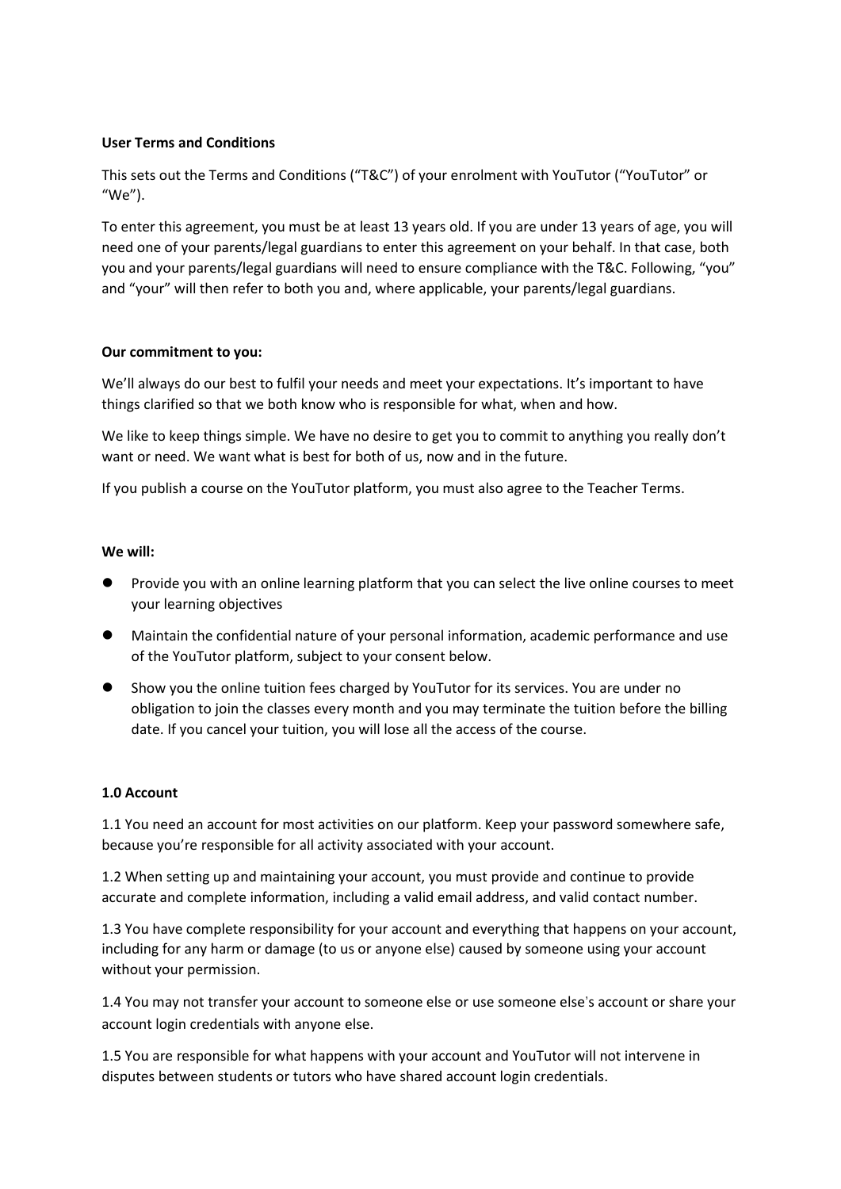**User Terms and Conditions**

This sets out the Terms and Conditions ("T&C") of your enrolment with YouTutor ("YouTutor" or "We").

To enter this agreement, you must be at least 13 years old. If you are under 13 years of age, you will need one of your parents/legal guardians to enter this agreement on your behalf. In that case, both you and your parents/legal guardians will need to ensure compliance with the T&C. Following, "you" and "your" will then refer to both you and, where applicable, your parents/legal guardians.

**Our commitment to you:**

We'll always do our best to fulfil your needs and meet your expectations. It's important to have things clarified so that we both know who is responsible for what, when and how.

We like to keep things simple. We have no desire to get you to commit to anything you really don't want or need. We want what is best for both of us, now and in the future.

If you publish a course on the YouTutor platform, you must also agree to the Teacher Terms.

**We will:**

- Provide you with an online learning platform that you can select the live online courses to meet your learning objectives
- Maintain the confidential nature of your personal information, academic performance and use of the YouTutor platform, subject to your consent below.
- Show you the online tuition fees charged by YouTutor for its services. You are under no obligation to join the classes every month and you may terminate the tuition before the billing date. If you cancel your tuition, you will lose all the access of the course.

**1.0 Account**

1.1 You need an account for most activities on our platform. Keep your password somewhere safe, because you're responsible for all activity associated with your account.

1.2 When setting up and maintaining your account, you must provide and continue to provide accurate and complete information, including a valid email address, and valid contact number.

1.3 You have complete responsibility for your account and everything that happens on your account, including for any harm or damage (to us or anyone else) caused by someone using your account without your permission.

1.4 You may not transfer your account to someone else or use someone else's account or share your account login credentials with anyone else.

1.5 You are responsible for what happens with your account and YouTutor will not intervene in disputes between students or tutors who have shared account login credentials.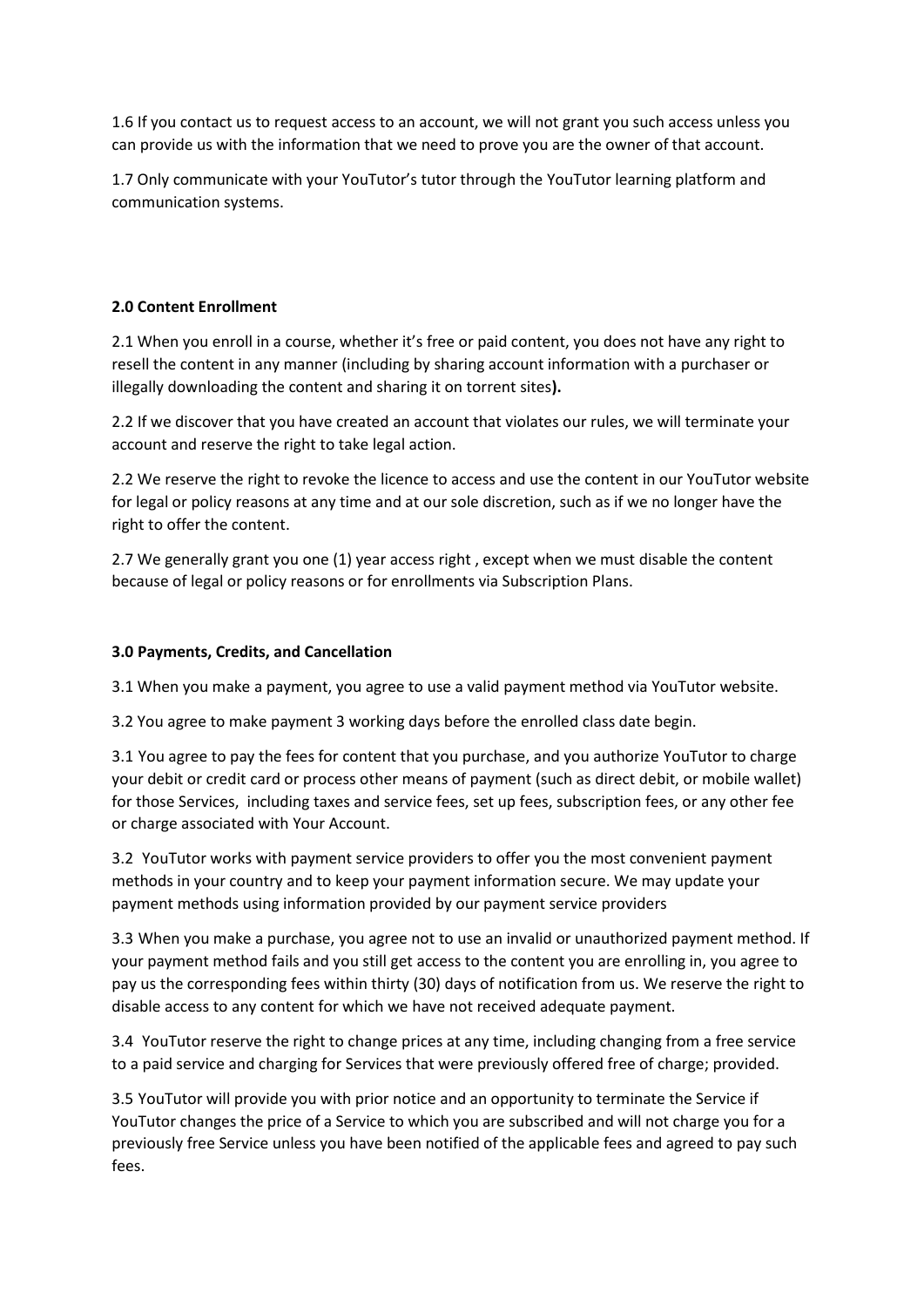1.6 If you contact us to request access to an account, we will not grant you such access unless you can provide us with the information that we need to prove you are the owner of that account.

1.7 Only communicate with your YouTutor's tutor through the YouTutor learning platform and communication systems.

**2.0 Content Enrollment**

2.1 When you enroll in a course, whether it's free or paid content, you does not have any right to resell the content in any manner (including by sharing account information with a purchaser or illegally downloading the content and sharing it on torrent sites**).**

2.2 If we discover that you have created an account that violates our rules, we will terminate your account and reserve the right to take legal action.

2.2 We reserve the right to revoke the licence to access and use the content in our YouTutor website for legal or policy reasons at any time and at our sole discretion, such as if we no longer have the right to offer the content.

2.7 We generally grant you one (1) year access right , except when we must disable the content because of legal or policy reasons or for enrollments via Subscription Plans.

**3.0 Payments, Credits, and Cancellation**

3.1 When you make a payment, you agree to use a valid payment method via YouTutor website.

3.2 You agree to make payment 3 working days before the enrolled class date begin.

3.1 You agree to pay the fees for content that you purchase, and you authorize YouTutor to charge your debit or credit card or process other means of payment (such as direct debit, or mobile wallet) for those Services, including taxes and service fees, set up fees, subscription fees, or any other fee or charge associated with Your Account.

3.2 YouTutor works with payment service providers to offer you the most convenient payment methods in your country and to keep your payment information secure. We may update your payment methods using information provided by our payment service providers

3.3 When you make a purchase, you agree not to use an invalid or unauthorized payment method. If your payment method fails and you still get access to the content you are enrolling in, you agree to pay us the corresponding fees within thirty (30) days of notification from us. We reserve the right to disable access to any content for which we have not received adequate payment.

3.4 YouTutor reserve the right to change prices at any time, including changing from a free service to a paid service and charging for Services that were previously offered free of charge; provided.

3.5 YouTutor will provide you with prior notice and an opportunity to terminate the Service if YouTutor changes the price of a Service to which you are subscribed and will not charge you for a previously free Service unless you have been notified of the applicable fees and agreed to pay such fees.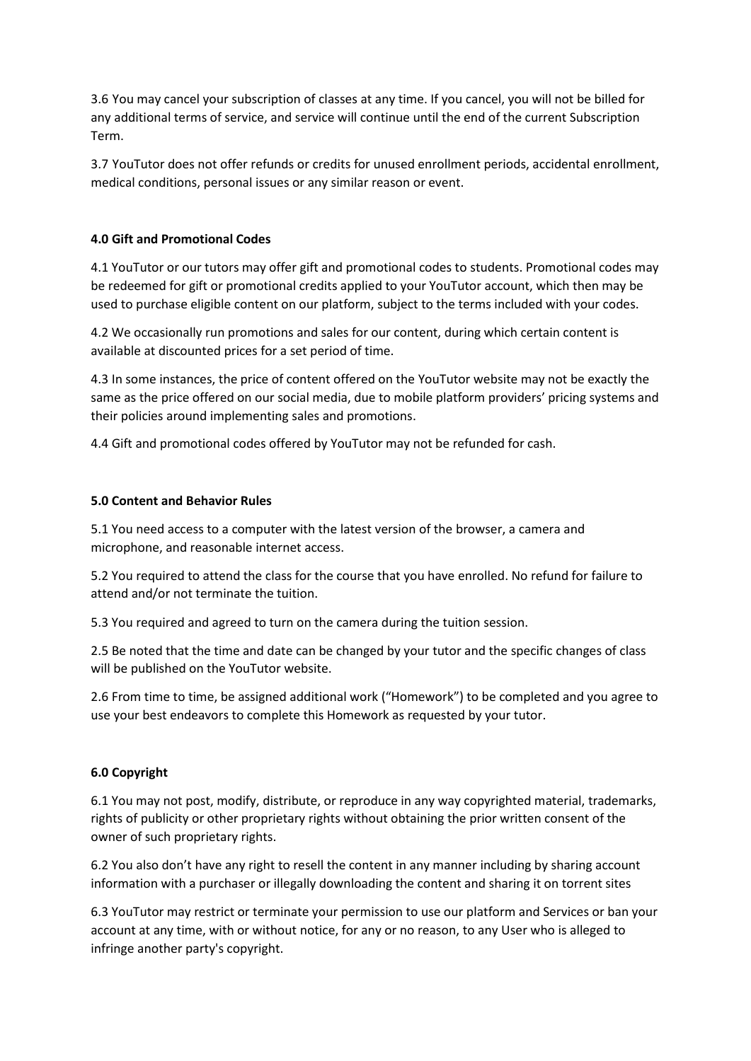3.6 You may cancel your subscription of classes at any time. If you cancel, you will not be billed for any additional terms of service, and service will continue until the end of the current Subscription Term.

3.7 YouTutor does not offer refunds or credits for unused enrollment periods, accidental enrollment, medical conditions, personal issues or any similar reason or event.

**4.0 Gift and Promotional Codes**

4.1 YouTutor or our tutors may offer gift and promotional codes to students. Promotional codes may be redeemed for gift or promotional credits applied to your YouTutor account, which then may be used to purchase eligible content on our platform, subject to the terms included with your codes.

4.2 We occasionally run promotions and sales for our content, during which certain content is available at discounted prices for a set period of time.

4.3 In some instances, the price of content offered on the YouTutor website may not be exactly the same as the price offered on our social media, due to mobile platform providers' pricing systems and their policies around implementing sales and promotions.

4.4 Gift and promotional codes offered by YouTutor may not be refunded for cash.

**5.0 Content and Behavior Rules**

5.1 You need access to a computer with the latest version of the browser, a camera and microphone, and reasonable internet access.

5.2 You required to attend the class for the course that you have enrolled. No refund for failure to attend and/or not terminate the tuition.

5.3 You required and agreed to turn on the camera during the tuition session.

2.5 Be noted that the time and date can be changed by your tutor and the specific changes of class will be published on the YouTutor website.

2.6 From time to time, be assigned additional work ("Homework") to be completed and you agree to use your best endeavors to complete this Homework as requested by your tutor.

**6.0 Copyright**

6.1 You may not post, modify, distribute, or reproduce in any way copyrighted material, trademarks, rights of publicity or other proprietary rights without obtaining the prior written consent of the owner of such proprietary rights.

6.2 You also don't have any right to resell the content in any manner including by sharing account information with a purchaser or illegally downloading the content and sharing it on torrent sites

6.3 YouTutor may restrict or terminate your permission to use our platform and Services or ban your account at any time, with or without notice, for any or no reason, to any User who is alleged to infringe another party's copyright.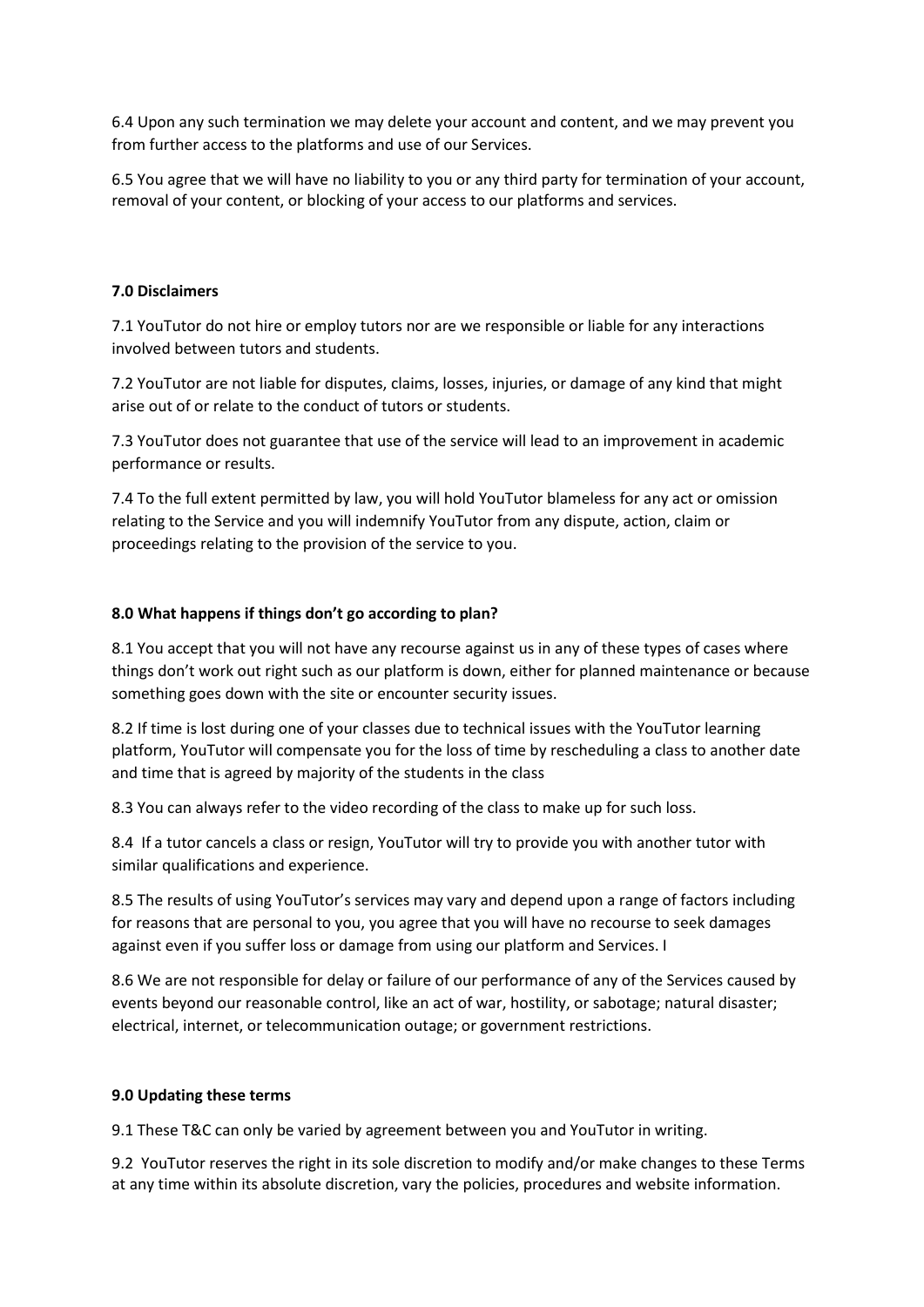6.4 Upon any such termination we may delete your account and content, and we may prevent you from further access to the platforms and use of our Services.

6.5 You agree that we will have no liability to you or any third party for termination of your account, removal of your content, or blocking of your access to our platforms and services.

**7.0 Disclaimers**

7.1 YouTutor do not hire or employ tutors nor are we responsible or liable for any interactions involved between tutors and students.

7.2 YouTutor are not liable for disputes, claims, losses, injuries, or damage of any kind that might arise out of or relate to the conduct of tutors or students.

7.3 YouTutor does not guarantee that use of the service will lead to an improvement in academic performance or results.

7.4 To the full extent permitted by law, you will hold YouTutor blameless for any act or omission relating to the Service and you will indemnify YouTutor from any dispute, action, claim or proceedings relating to the provision of the service to you.

**8.0 What happens if things don't go according to plan?**

8.1 You accept that you will not have any recourse against us in any of these types of cases where things don't work out right such as our platform is down, either for planned maintenance or because something goes down with the site or encounter security issues.

8.2 If time is lost during one of your classes due to technical issues with the YouTutor learning platform, YouTutor will compensate you for the loss of time by rescheduling a class to another date and time that is agreed by majority of the students in the class

8.3 You can always refer to the video recording of the class to make up for such loss.

8.4 If a tutor cancels a class or resign, YouTutor will try to provide you with another tutor with similar qualifications and experience.

8.5 The results of using YouTutor's services may vary and depend upon a range of factors including for reasons that are personal to you, you agree that you will have no recourse to seek damages against even if you suffer loss or damage from using our platform and Services. I

8.6 We are not responsible for delay or failure of our performance of any of the Services caused by events beyond our reasonable control, like an act of war, hostility, or sabotage; natural disaster; electrical, internet, or telecommunication outage; or government restrictions.

**9.0 Updating these terms**

9.1 These T&C can only be varied by agreement between you and YouTutor in writing.

9.2 YouTutor reserves the right in its sole discretion to modify and/or make changes to these Terms at any time within its absolute discretion, vary the policies, procedures and website information.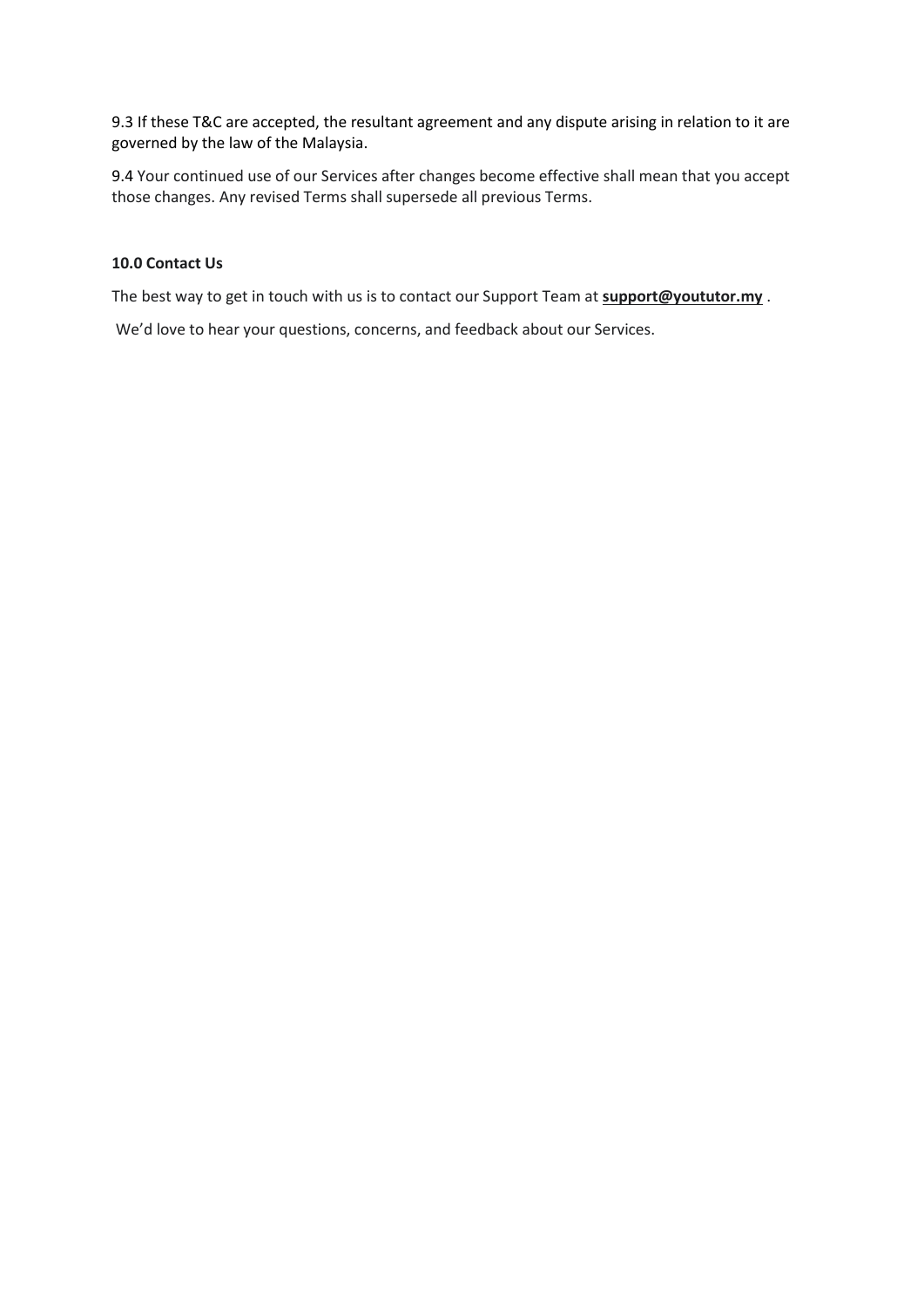9.3 If these T&C are accepted, the resultant agreement and any dispute arising in relation to it are governed by the law of the Malaysia.

9.4 Your continued use of our Services after changes become effective shall mean that you accept those changes. Any revised Terms shall supersede all previous Terms.

**10.0 Contact Us**

The best way to get in touch with us is to contact our Support Team at **support@yoututor.my** .

We'd love to hear your questions, concerns, and feedback about our Services.